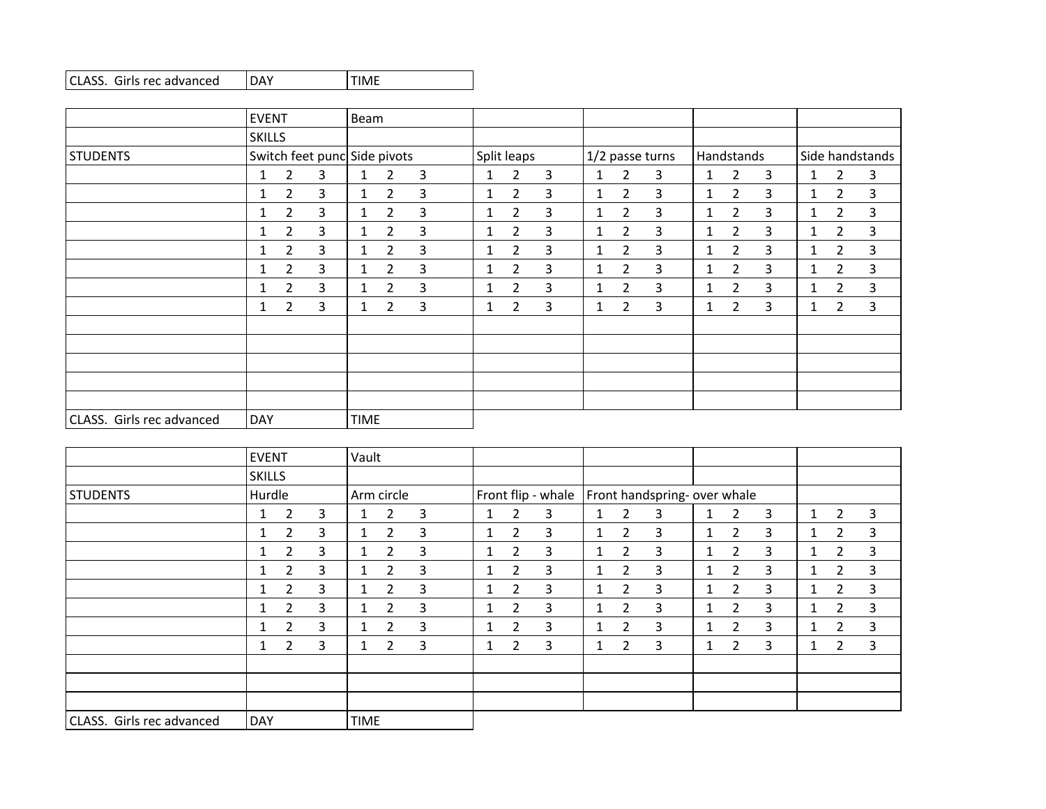| CLASS. Girls rec advanced | DAY | TIME |
|---|---|---|

| | EVENT | Beam | | | | |
|---|---|---|---|---|---|---|
| | SKILLS | | | | | |
| STUDENTS | Switch feet punc | Side pivots | Split leaps | 1/2 passe turns | Handstands | Side handstands |
| | 1 2 3 | 1 2 3 | 1 2 3 | 1 2 3 | 1 2 3 | 1 2 3 |
| | 1 2 3 | 1 2 3 | 1 2 3 | 1 2 3 | 1 2 3 | 1 2 3 |
| | 1 2 3 | 1 2 3 | 1 2 3 | 1 2 3 | 1 2 3 | 1 2 3 |
| | 1 2 3 | 1 2 3 | 1 2 3 | 1 2 3 | 1 2 3 | 1 2 3 |
| | 1 2 3 | 1 2 3 | 1 2 3 | 1 2 3 | 1 2 3 | 1 2 3 |
| | 1 2 3 | 1 2 3 | 1 2 3 | 1 2 3 | 1 2 3 | 1 2 3 |
| | 1 2 3 | 1 2 3 | 1 2 3 | 1 2 3 | 1 2 3 | 1 2 3 |
| | 1 2 3 | 1 2 3 | 1 2 3 | 1 2 3 | 1 2 3 | 1 2 3 |
| | | | | | | |
| | | | | | | |
| | | | | | | |
| | | | | | | |
| | | | | | | |

| CLASS. Girls rec advanced | DAY | TIME |
|---|---|---|

| | EVENT | Vault | | | | |
|---|---|---|---|---|---|---|
| | SKILLS | | | | | |
| STUDENTS | Hurdle | Arm circle | Front flip - whale | Front handspring- over whale | | |
| | 1 2 3 | 1 2 3 | 1 2 3 | 1 2 3 | 1 2 3 | 1 2 3 |
| | 1 2 3 | 1 2 3 | 1 2 3 | 1 2 3 | 1 2 3 | 1 2 3 |
| | 1 2 3 | 1 2 3 | 1 2 3 | 1 2 3 | 1 2 3 | 1 2 3 |
| | 1 2 3 | 1 2 3 | 1 2 3 | 1 2 3 | 1 2 3 | 1 2 3 |
| | 1 2 3 | 1 2 3 | 1 2 3 | 1 2 3 | 1 2 3 | 1 2 3 |
| | 1 2 3 | 1 2 3 | 1 2 3 | 1 2 3 | 1 2 3 | 1 2 3 |
| | 1 2 3 | 1 2 3 | 1 2 3 | 1 2 3 | 1 2 3 | 1 2 3 |
| | 1 2 3 | 1 2 3 | 1 2 3 | 1 2 3 | 1 2 3 | 1 2 3 |
| | | | | | | |
| | | | | | | |
| | | | | | | |

| CLASS. Girls rec advanced | DAY | TIME |
|---|---|---|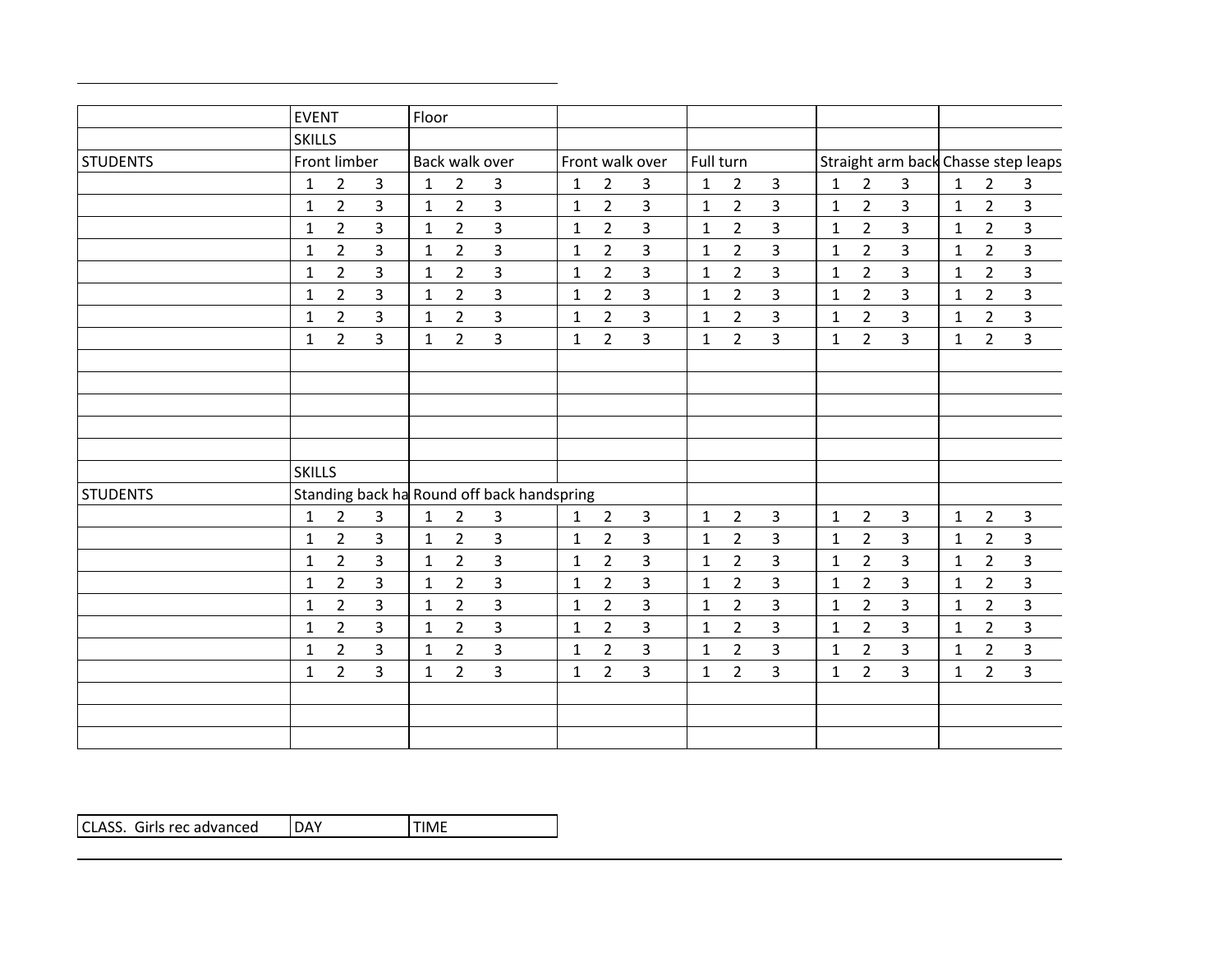| | EVENT | Floor | | | | |
|---|---|---|---|---|---|---|
| | SKILLS | | | | | |
| STUDENTS | Front limber | Back walk over | Front walk over | Full turn | Straight arm back | Chasse step leaps |
| | 1 2 3 | 1 2 3 | 1 2 3 | 1 2 3 | 1 2 3 | 1 2 3 |
| | 1 2 3 | 1 2 3 | 1 2 3 | 1 2 3 | 1 2 3 | 1 2 3 |
| | 1 2 3 | 1 2 3 | 1 2 3 | 1 2 3 | 1 2 3 | 1 2 3 |
| | 1 2 3 | 1 2 3 | 1 2 3 | 1 2 3 | 1 2 3 | 1 2 3 |
| | 1 2 3 | 1 2 3 | 1 2 3 | 1 2 3 | 1 2 3 | 1 2 3 |
| | 1 2 3 | 1 2 3 | 1 2 3 | 1 2 3 | 1 2 3 | 1 2 3 |
| | 1 2 3 | 1 2 3 | 1 2 3 | 1 2 3 | 1 2 3 | 1 2 3 |
| | 1 2 3 | 1 2 3 | 1 2 3 | 1 2 3 | 1 2 3 | 1 2 3 |
| | | | | | | |
| | | | | | | |
| | | | | | | |
| | | | | | | |
| | | | | | | |
| | SKILLS | | | | | |
| STUDENTS | Standing back ha | Round off back handspring | | | | |
| | 1 2 3 | 1 2 3 | 1 2 3 | 1 2 3 | 1 2 3 | 1 2 3 |
| | 1 2 3 | 1 2 3 | 1 2 3 | 1 2 3 | 1 2 3 | 1 2 3 |
| | 1 2 3 | 1 2 3 | 1 2 3 | 1 2 3 | 1 2 3 | 1 2 3 |
| | 1 2 3 | 1 2 3 | 1 2 3 | 1 2 3 | 1 2 3 | 1 2 3 |
| | 1 2 3 | 1 2 3 | 1 2 3 | 1 2 3 | 1 2 3 | 1 2 3 |
| | 1 2 3 | 1 2 3 | 1 2 3 | 1 2 3 | 1 2 3 | 1 2 3 |
| | 1 2 3 | 1 2 3 | 1 2 3 | 1 2 3 | 1 2 3 | 1 2 3 |
| | 1 2 3 | 1 2 3 | 1 2 3 | 1 2 3 | 1 2 3 | 1 2 3 |
| | | | | | | |
| | | | | | | |
| | | | | | | |

| CLASS. Girls rec advanced | DAY | TIME |
|---|---|---|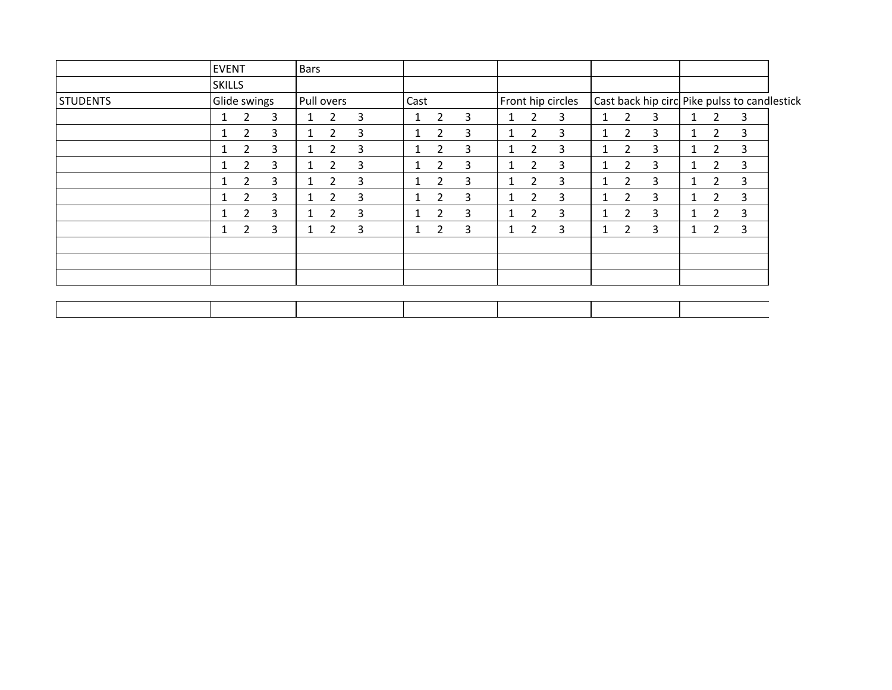| | | | | | | |
|---|---|---|---|---|---|---|
| | EVENT | Bars | | | | |
| | SKILLS | | | | | |
| STUDENTS | Glide swings | Pull overs | Cast | Front hip circles | Cast back hip circ | Pike pulss to candlestick |
| | 1 2 3 | 1 2 3 | 1 2 3 | 1 2 3 | 1 2 3 | 1 2 3 |
| | 1 2 3 | 1 2 3 | 1 2 3 | 1 2 3 | 1 2 3 | 1 2 3 |
| | 1 2 3 | 1 2 3 | 1 2 3 | 1 2 3 | 1 2 3 | 1 2 3 |
| | 1 2 3 | 1 2 3 | 1 2 3 | 1 2 3 | 1 2 3 | 1 2 3 |
| | 1 2 3 | 1 2 3 | 1 2 3 | 1 2 3 | 1 2 3 | 1 2 3 |
| | 1 2 3 | 1 2 3 | 1 2 3 | 1 2 3 | 1 2 3 | 1 2 3 |
| | 1 2 3 | 1 2 3 | 1 2 3 | 1 2 3 | 1 2 3 | 1 2 3 |
| | 1 2 3 | 1 2 3 | 1 2 3 | 1 2 3 | 1 2 3 | 1 2 3 |
| | | | | | | |
| | | | | | | |
| | | | | | | |
| | | | | | | |